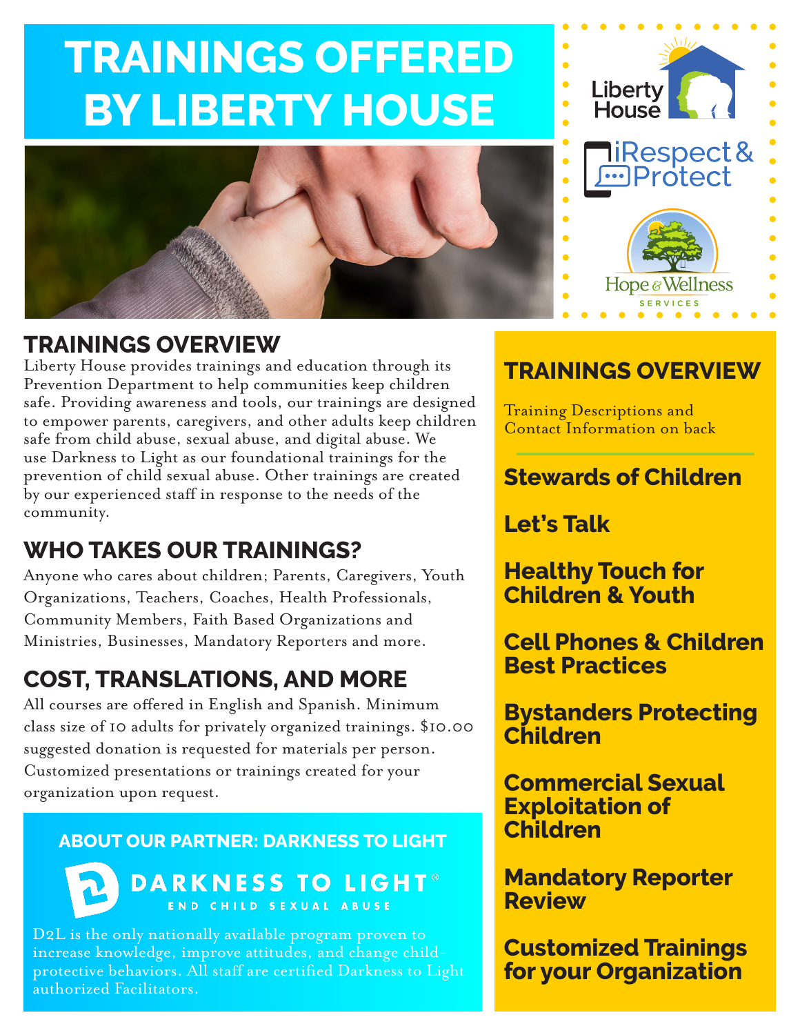# TRAININGS OFFERED BY LIBERTY HOUSE

Liberty House

iRespect & Protect

Hope & Wellness SERVICES

## TRAININGS OVERVIEW

Liberty House provides trainings and education through its Prevention Department to help communities keep children safe. Providing awareness and tools, our trainings are designed to empower parents, caregivers, and other adults keep children safe from child abuse, sexual abuse, and digital abuse. We use Darkness to Light as our foundational trainings for the prevention of child sexual abuse. Other trainings are created by our experienced staff in response to the needs of the community.

## WHO TAKES OUR TRAININGS?

Anyone who cares about children; Parents, Caregivers, Youth Organizations, Teachers, Coaches, Health Professionals, Community Members, Faith Based Organizations and Ministries, Businesses, Mandatory Reporters and more.

## COST, TRANSLATIONS, AND MORE

All courses are offered in English and Spanish. Minimum class size of 10 adults for privately organized trainings. $10.00 suggested donation is requested for materials per person. Customized presentations or trainings created for your organization upon request.

### ABOUT OUR PARTNER: DARKNESS TO LIGHT

DARKNESS TO LIGHT®
END CHILD SEXUAL ABUSE

D2L is the only nationally available program proven to increase knowledge, improve attitudes, and change child-protective behaviors. All staff are certified Darkness to Light authorized Facilitators.

## TRAININGS OVERVIEW

Training Descriptions and Contact Information on back

**Stewards of Children**

**Let's Talk**

**Healthy Touch for Children & Youth**

**Cell Phones & Children Best Practices**

**Bystanders Protecting Children**

**Commercial Sexual Exploitation of Children**

**Mandatory Reporter Review**

**Customized Trainings for your Organization**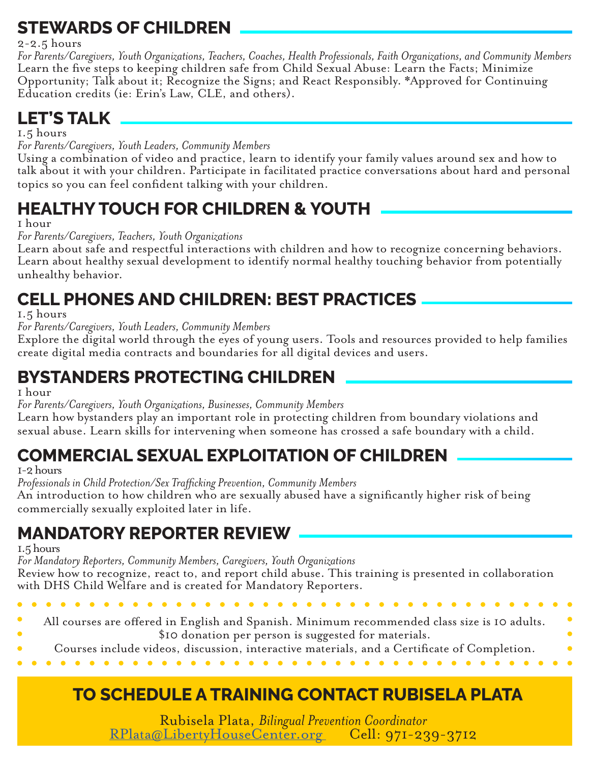## STEWARDS OF CHILDREN

2-2.5 hours

*For Parents/Caregivers, Youth Organizations, Teachers, Coaches, Health Professionals, Faith Organizations, and Community Members*

Learn the five steps to keeping children safe from Child Sexual Abuse: Learn the Facts; Minimize Opportunity; Talk about it; Recognize the Signs; and React Responsibly. *Approved for Continuing Education credits (ie: Erin's Law, CLE, and others).

## LET'S TALK

1.5 hours

*For Parents/Caregivers, Youth Leaders, Community Members*

Using a combination of video and practice, learn to identify your family values around sex and how to talk about it with your children. Participate in facilitated practice conversations about hard and personal topics so you can feel confident talking with your children.

## HEALTHY TOUCH FOR CHILDREN & YOUTH

1 hour

*For Parents/Caregivers, Teachers, Youth Organizations*

Learn about safe and respectful interactions with children and how to recognize concerning behaviors. Learn about healthy sexual development to identify normal healthy touching behavior from potentially unhealthy behavior.

## CELL PHONES AND CHILDREN: BEST PRACTICES

1.5 hours

*For Parents/Caregivers, Youth Leaders, Community Members*

Explore the digital world through the eyes of young users. Tools and resources provided to help families create digital media contracts and boundaries for all digital devices and users.

## BYSTANDERS PROTECTING CHILDREN

1 hour

*For Parents/Caregivers, Youth Organizations, Businesses, Community Members*

Learn how bystanders play an important role in protecting children from boundary violations and sexual abuse. Learn skills for intervening when someone has crossed a safe boundary with a child.

## COMMERCIAL SEXUAL EXPLOITATION OF CHILDREN

1-2 hours

*Professionals in Child Protection/Sex Trafficking Prevention, Community Members*

An introduction to how children who are sexually abused have a significantly higher risk of being commercially sexually exploited later in life.

## MANDATORY REPORTER REVIEW

1.5 hours

*For Mandatory Reporters, Community Members, Caregivers, Youth Organizations*

Review how to recognize, react to, and report child abuse. This training is presented in collaboration with DHS Child Welfare and is created for Mandatory Reporters.

All courses are offered in English and Spanish. Minimum recommended class size is 10 adults.
$10 donation per person is suggested for materials.
Courses include videos, discussion, interactive materials, and a Certificate of Completion.

## TO SCHEDULE A TRAINING CONTACT RUBISELA PLATA

Rubisela Plata, *Bilingual Prevention Coordinator*
RPlata@LibertyHouseCenter.org Cell: 971-239-3712